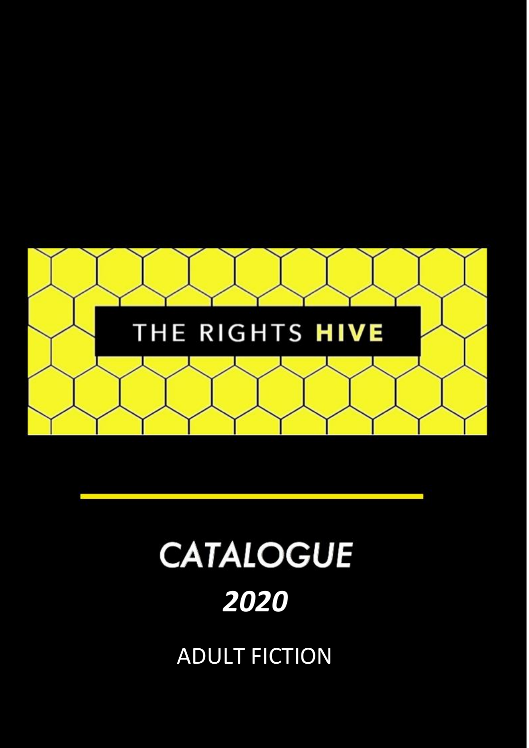# THE RIGHTS HIVE

## CATALOGUE

## *2020*

ADULT FICTION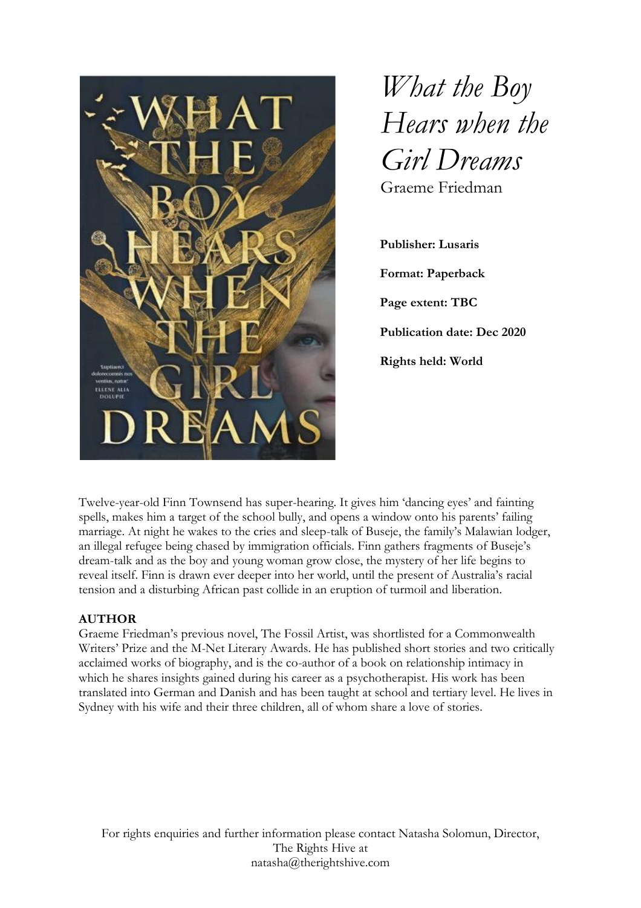# *What the Boy Hears when the Girl Dreams*

Graeme Friedman

**Publisher: Lusaris**

**Format: Paperback**

**Page extent: TBC**

**Publication date: Dec 2020**

**Rights held: World**

Twelve-year-old Finn Townsend has super-hearing. It gives him 'dancing eyes' and fainting spells, makes him a target of the school bully, and opens a window onto his parents' failing marriage. At night he wakes to the cries and sleep-talk of Buseje, the family's Malawian lodger, an illegal refugee being chased by immigration officials. Finn gathers fragments of Buseje's dream-talk and as the boy and young woman grow close, the mystery of her life begins to reveal itself. Finn is drawn ever deeper into her world, until the present of Australia's racial tension and a disturbing African past collide in an eruption of turmoil and liberation.

**AUTHOR**

Graeme Friedman's previous novel, The Fossil Artist, was shortlisted for a Commonwealth Writers' Prize and the M-Net Literary Awards. He has published short stories and two critically acclaimed works of biography, and is the co-author of a book on relationship intimacy in which he shares insights gained during his career as a psychotherapist. His work has been translated into German and Danish and has been taught at school and tertiary level. He lives in Sydney with his wife and their three children, all of whom share a love of stories.

For rights enquiries and further information please contact Natasha Solomun, Director, The Rights Hive at natasha@therightshive.com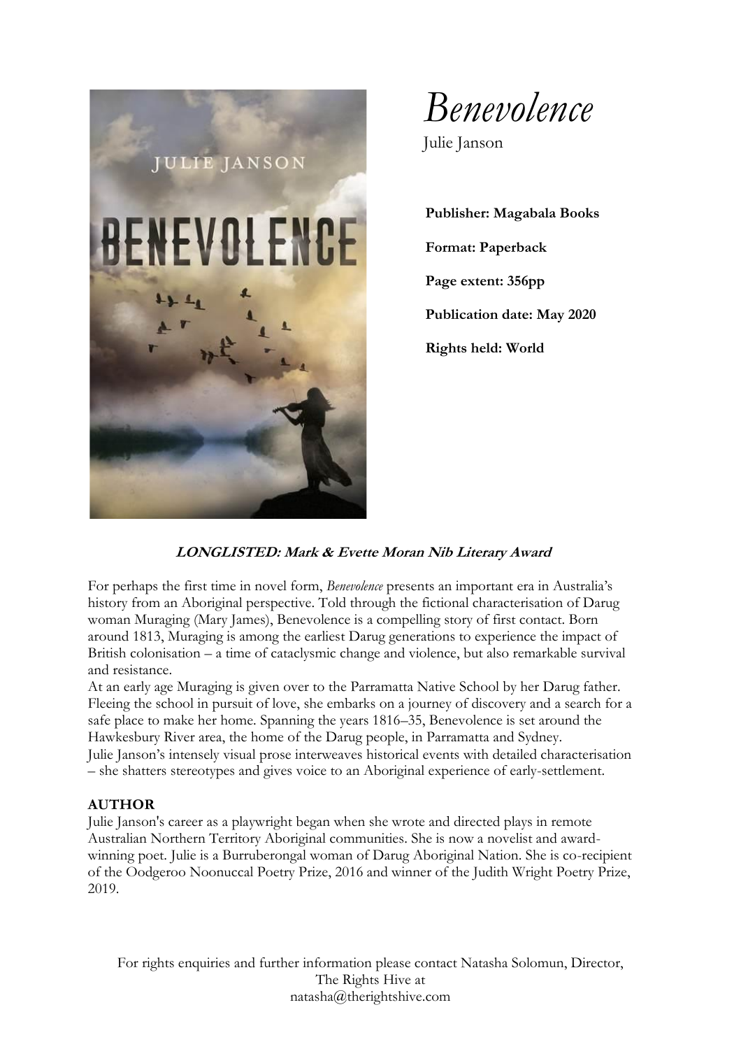# *Benevolence*

Julie Janson

**Publisher: Magabala Books**

**Format: Paperback**

**Page extent: 356pp**

**Publication date: May 2020**

**Rights held: World**

***LONGLISTED: Mark & Evette Moran Nib Literary Award***

For perhaps the first time in novel form, *Benevolence* presents an important era in Australia's history from an Aboriginal perspective. Told through the fictional characterisation of Darug woman Muraging (Mary James), Benevolence is a compelling story of first contact. Born around 1813, Muraging is among the earliest Darug generations to experience the impact of British colonisation – a time of cataclysmic change and violence, but also remarkable survival and resistance.

At an early age Muraging is given over to the Parramatta Native School by her Darug father. Fleeing the school in pursuit of love, she embarks on a journey of discovery and a search for a safe place to make her home. Spanning the years 1816–35, Benevolence is set around the Hawkesbury River area, the home of the Darug people, in Parramatta and Sydney.

Julie Janson's intensely visual prose interweaves historical events with detailed characterisation – she shatters stereotypes and gives voice to an Aboriginal experience of early-settlement.

**AUTHOR**

Julie Janson's career as a playwright began when she wrote and directed plays in remote Australian Northern Territory Aboriginal communities. She is now a novelist and award-winning poet. Julie is a Burruberongal woman of Darug Aboriginal Nation. She is co-recipient of the Oodgeroo Noonuccal Poetry Prize, 2016 and winner of the Judith Wright Poetry Prize, 2019.

For rights enquiries and further information please contact Natasha Solomun, Director, The Rights Hive at natasha@therightshive.com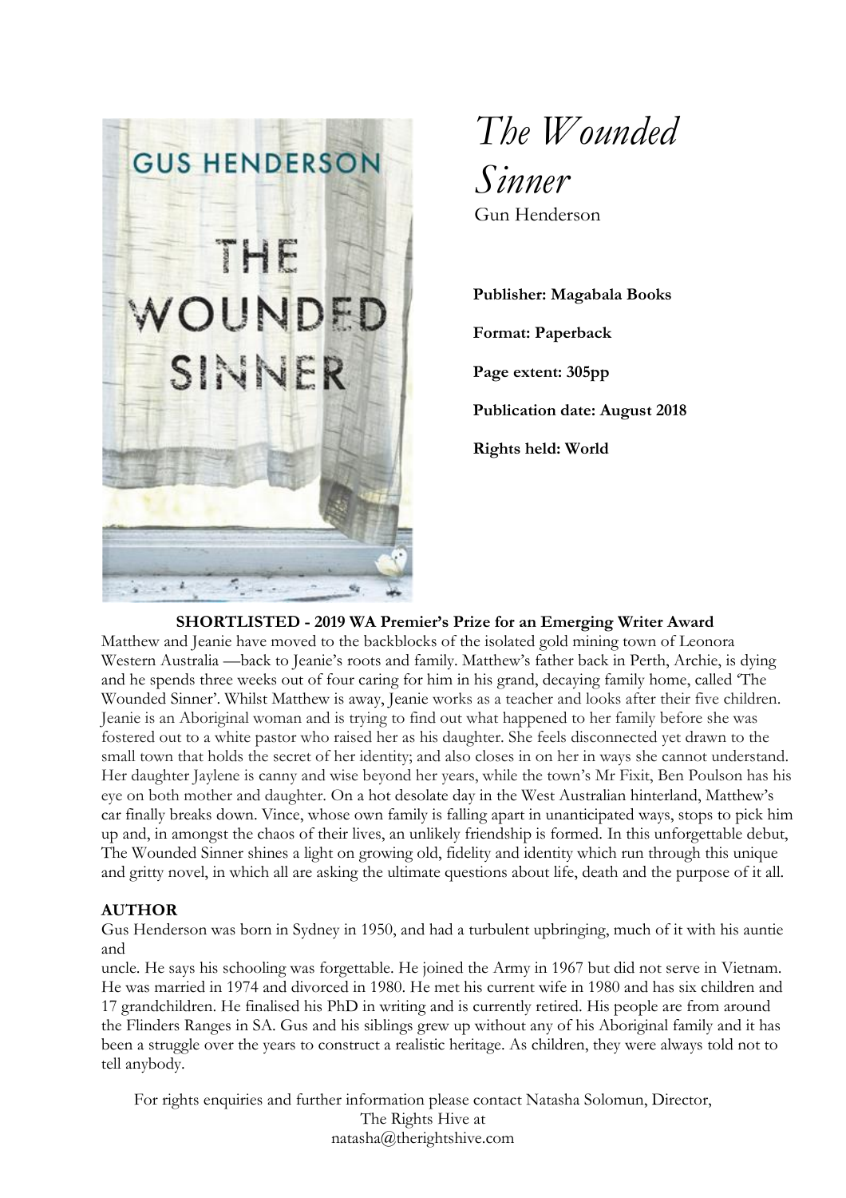# *The Wounded Sinner*

Gun Henderson

**Publisher: Magabala Books**

**Format: Paperback**

**Page extent: 305pp**

**Publication date: August 2018**

**Rights held: World**

**SHORTLISTED - 2019 WA Premier's Prize for an Emerging Writer Award**

Matthew and Jeanie have moved to the backblocks of the isolated gold mining town of Leonora Western Australia —back to Jeanie's roots and family. Matthew's father back in Perth, Archie, is dying and he spends three weeks out of four caring for him in his grand, decaying family home, called 'The Wounded Sinner'. Whilst Matthew is away, Jeanie works as a teacher and looks after their five children. Jeanie is an Aboriginal woman and is trying to find out what happened to her family before she was fostered out to a white pastor who raised her as his daughter. She feels disconnected yet drawn to the small town that holds the secret of her identity; and also closes in on her in ways she cannot understand. Her daughter Jaylene is canny and wise beyond her years, while the town's Mr Fixit, Ben Poulson has his eye on both mother and daughter. On a hot desolate day in the West Australian hinterland, Matthew's car finally breaks down. Vince, whose own family is falling apart in unanticipated ways, stops to pick him up and, in amongst the chaos of their lives, an unlikely friendship is formed. In this unforgettable debut, The Wounded Sinner shines a light on growing old, fidelity and identity which run through this unique and gritty novel, in which all are asking the ultimate questions about life, death and the purpose of it all.

**AUTHOR**

Gus Henderson was born in Sydney in 1950, and had a turbulent upbringing, much of it with his auntie and
uncle. He says his schooling was forgettable. He joined the Army in 1967 but did not serve in Vietnam. He was married in 1974 and divorced in 1980. He met his current wife in 1980 and has six children and 17 grandchildren. He finalised his PhD in writing and is currently retired. His people are from around the Flinders Ranges in SA. Gus and his siblings grew up without any of his Aboriginal family and it has been a struggle over the years to construct a realistic heritage. As children, they were always told not to tell anybody.

For rights enquiries and further information please contact Natasha Solomun, Director, The Rights Hive at natasha@therightshive.com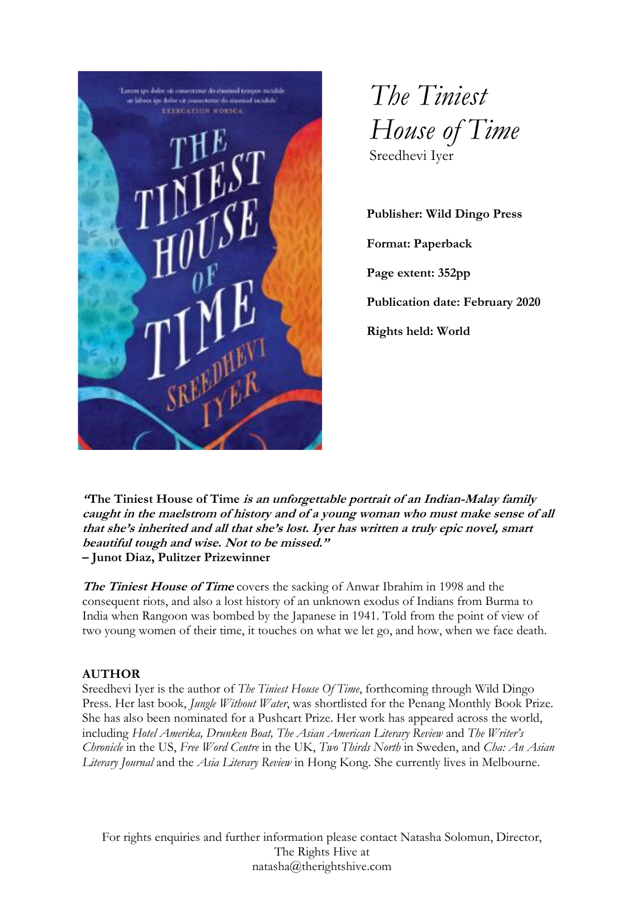# *The Tiniest House of Time*

Sreedhevi Iyer

**Publisher: Wild Dingo Press**

**Format: Paperback**

**Page extent: 352pp**

**Publication date: February 2020**

**Rights held: World**

***"*The Tiniest House of Time *is an unforgettable portrait of an Indian-Malay family caught in the maelstrom of history and of a young woman who must make sense of all that she's inherited and all that she's lost. Iyer has written a truly epic novel, smart beautiful tough and wise. Not to be missed."***
**– Junot Diaz, Pulitzer Prizewinner**

***The Tiniest House of Time*** covers the sacking of Anwar Ibrahim in 1998 and the consequent riots, and also a lost history of an unknown exodus of Indians from Burma to India when Rangoon was bombed by the Japanese in 1941. Told from the point of view of two young women of their time, it touches on what we let go, and how, when we face death.

**AUTHOR**

Sreedhevi Iyer is the author of *The Tiniest House Of Time*, forthcoming through Wild Dingo Press. Her last book, *Jungle Without Water*, was shortlisted for the Penang Monthly Book Prize. She has also been nominated for a Pushcart Prize. Her work has appeared across the world, including *Hotel Amerika, Drunken Boat, The Asian American Literary Review* and *The Writer's Chronicle* in the US, *Free Word Centre* in the UK, *Two Thirds North* in Sweden, and *Cha: An Asian Literary Journal* and the *Asia Literary Review* in Hong Kong. She currently lives in Melbourne.

For rights enquiries and further information please contact Natasha Solomun, Director, The Rights Hive at natasha@therightshive.com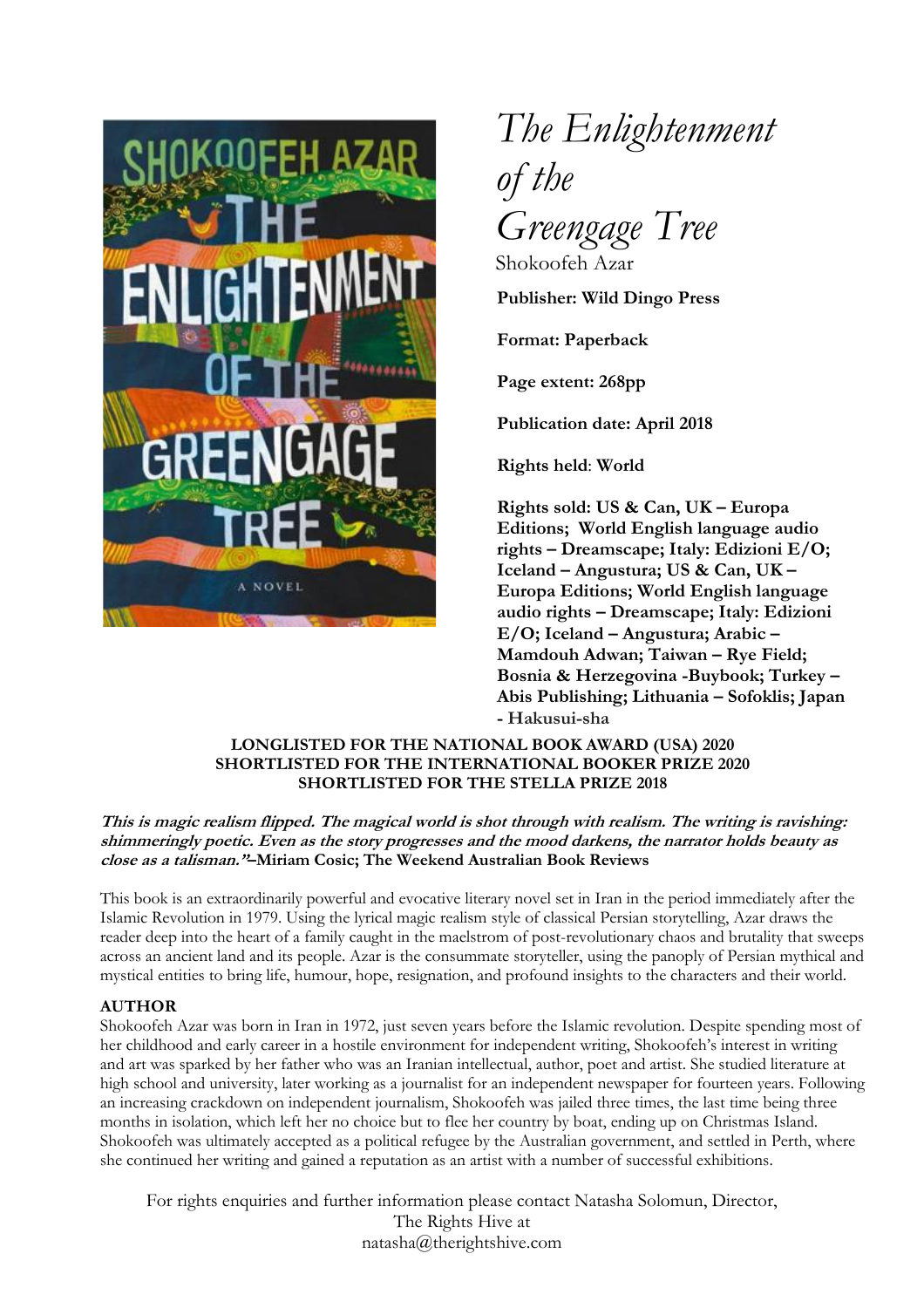# *The Enlightenment of the Greengage Tree*

Shokoofeh Azar

**Publisher: Wild Dingo Press**

**Format: Paperback**

**Page extent: 268pp**

**Publication date: April 2018**

**Rights held**: **World**

**Rights sold: US & Can, UK – Europa Editions; World English language audio rights – Dreamscape; Italy: Edizioni E/O; Iceland – Angustura; US & Can, UK – Europa Editions; World English language audio rights – Dreamscape; Italy: Edizioni E/O; Iceland – Angustura; Arabic – Mamdouh Adwan; Taiwan – Rye Field; Bosnia & Herzegovina -Buybook; Turkey – Abis Publishing; Lithuania – Sofoklis; Japan - Hakusui-sha**

**LONGLISTED FOR THE NATIONAL BOOK AWARD (USA) 2020**
**SHORTLISTED FOR THE INTERNATIONAL BOOKER PRIZE 2020**
**SHORTLISTED FOR THE STELLA PRIZE 2018**

***This is magic realism flipped. The magical world is shot through with realism. The writing is ravishing: shimmeringly poetic. Even as the story progresses and the mood darkens, the narrator holds beauty as close as a talisman."*–Miriam Cosic; The Weekend Australian Book Reviews**

This book is an extraordinarily powerful and evocative literary novel set in Iran in the period immediately after the Islamic Revolution in 1979. Using the lyrical magic realism style of classical Persian storytelling, Azar draws the reader deep into the heart of a family caught in the maelstrom of post-revolutionary chaos and brutality that sweeps across an ancient land and its people. Azar is the consummate storyteller, using the panoply of Persian mythical and mystical entities to bring life, humour, hope, resignation, and profound insights to the characters and their world.

**AUTHOR**

Shokoofeh Azar was born in Iran in 1972, just seven years before the Islamic revolution. Despite spending most of her childhood and early career in a hostile environment for independent writing, Shokoofeh's interest in writing and art was sparked by her father who was an Iranian intellectual, author, poet and artist. She studied literature at high school and university, later working as a journalist for an independent newspaper for fourteen years. Following an increasing crackdown on independent journalism, Shokoofeh was jailed three times, the last time being three months in isolation, which left her no choice but to flee her country by boat, ending up on Christmas Island. Shokoofeh was ultimately accepted as a political refugee by the Australian government, and settled in Perth, where she continued her writing and gained a reputation as an artist with a number of successful exhibitions.

For rights enquiries and further information please contact Natasha Solomun, Director, The Rights Hive at natasha@therightshive.com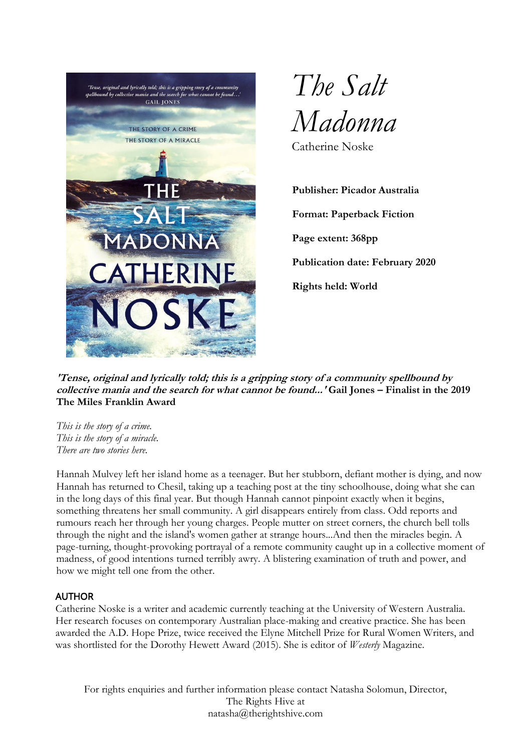# *The Salt Madonna*

Catherine Noske

**Publisher: Picador Australia**

**Format: Paperback Fiction**

**Page extent: 368pp**

**Publication date: February 2020**

**Rights held: World**

***'Tense, original and lyrically told; this is a gripping story of a community spellbound by collective mania and the search for what cannot be found...'*** **Gail Jones – Finalist in the 2019 The Miles Franklin Award**

*This is the story of a crime.*
*This is the story of a miracle.*
*There are two stories here.*

Hannah Mulvey left her island home as a teenager. But her stubborn, defiant mother is dying, and now Hannah has returned to Chesil, taking up a teaching post at the tiny schoolhouse, doing what she can in the long days of this final year. But though Hannah cannot pinpoint exactly when it begins, something threatens her small community. A girl disappears entirely from class. Odd reports and rumours reach her through her young charges. People mutter on street corners, the church bell tolls through the night and the island's women gather at strange hours...And then the miracles begin. A page-turning, thought-provoking portrayal of a remote community caught up in a collective moment of madness, of good intentions turned terribly awry. A blistering examination of truth and power, and how we might tell one from the other.

## AUTHOR

Catherine Noske is a writer and academic currently teaching at the University of Western Australia. Her research focuses on contemporary Australian place-making and creative practice. She has been awarded the A.D. Hope Prize, twice received the Elyne Mitchell Prize for Rural Women Writers, and was shortlisted for the Dorothy Hewett Award (2015). She is editor of *Westerly* Magazine.

For rights enquiries and further information please contact Natasha Solomun, Director, The Rights Hive at natasha@therightshive.com